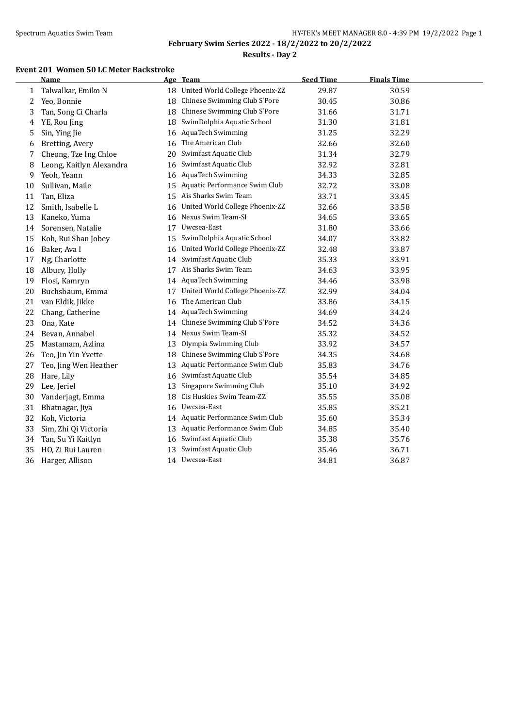## February Swim Series 2022 - 18/2/2022 to 20/2/2022

### Results - Day 2

#### Event 201 Women 50 LC Meter Backstroke

| | Name | Age | Team | Seed Time | Finals Time |
|---|---|---|---|---|---|
| 1 | Talwalkar, Emiko N | 18 | United World College Phoenix-ZZ | 29.87 | 30.59 |
| 2 | Yeo, Bonnie | 18 | Chinese Swimming Club S'Pore | 30.45 | 30.86 |
| 3 | Tan, Song Ci Charla | 18 | Chinese Swimming Club S'Pore | 31.66 | 31.71 |
| 4 | YE, Rou Jing | 18 | SwimDolphia Aquatic School | 31.30 | 31.81 |
| 5 | Sin, Ying Jie | 16 | AquaTech Swimming | 31.25 | 32.29 |
| 6 | Bretting, Avery | 16 | The American Club | 32.66 | 32.60 |
| 7 | Cheong, Tze Ing Chloe | 20 | Swimfast Aquatic Club | 31.34 | 32.79 |
| 8 | Leong, Kaitlyn Alexandra | 16 | Swimfast Aquatic Club | 32.92 | 32.81 |
| 9 | Yeoh, Yeann | 16 | AquaTech Swimming | 34.33 | 32.85 |
| 10 | Sullivan, Maile | 15 | Aquatic Performance Swim Club | 32.72 | 33.08 |
| 11 | Tan, Eliza | 15 | Ais Sharks Swim Team | 33.71 | 33.45 |
| 12 | Smith, Isabelle L | 16 | United World College Phoenix-ZZ | 32.66 | 33.58 |
| 13 | Kaneko, Yuma | 16 | Nexus Swim Team-SI | 34.65 | 33.65 |
| 14 | Sorensen, Natalie | 17 | Uwcsea-East | 31.80 | 33.66 |
| 15 | Koh, Rui Shan Jobey | 15 | SwimDolphia Aquatic School | 34.07 | 33.82 |
| 16 | Baker, Ava I | 16 | United World College Phoenix-ZZ | 32.48 | 33.87 |
| 17 | Ng, Charlotte | 14 | Swimfast Aquatic Club | 35.33 | 33.91 |
| 18 | Albury, Holly | 17 | Ais Sharks Swim Team | 34.63 | 33.95 |
| 19 | Flosi, Kamryn | 14 | AquaTech Swimming | 34.46 | 33.98 |
| 20 | Buchsbaum, Emma | 17 | United World College Phoenix-ZZ | 32.99 | 34.04 |
| 21 | van Eldik, Jikke | 16 | The American Club | 33.86 | 34.15 |
| 22 | Chang, Catherine | 14 | AquaTech Swimming | 34.69 | 34.24 |
| 23 | Ona, Kate | 14 | Chinese Swimming Club S'Pore | 34.52 | 34.36 |
| 24 | Bevan, Annabel | 14 | Nexus Swim Team-SI | 35.32 | 34.52 |
| 25 | Mastamam, Azlina | 13 | Olympia Swimming Club | 33.92 | 34.57 |
| 26 | Teo, Jin Yin Yvette | 18 | Chinese Swimming Club S'Pore | 34.35 | 34.68 |
| 27 | Teo, Jing Wen Heather | 13 | Aquatic Performance Swim Club | 35.83 | 34.76 |
| 28 | Hare, Lily | 16 | Swimfast Aquatic Club | 35.54 | 34.85 |
| 29 | Lee, Jeriel | 13 | Singapore Swimming Club | 35.10 | 34.92 |
| 30 | Vanderjagt, Emma | 18 | Cis Huskies Swim Team-ZZ | 35.55 | 35.08 |
| 31 | Bhatnagar, Jiya | 16 | Uwcsea-East | 35.85 | 35.21 |
| 32 | Koh, Victoria | 14 | Aquatic Performance Swim Club | 35.60 | 35.34 |
| 33 | Sim, Zhi Qi Victoria | 13 | Aquatic Performance Swim Club | 34.85 | 35.40 |
| 34 | Tan, Su Yi Kaitlyn | 16 | Swimfast Aquatic Club | 35.38 | 35.76 |
| 35 | HO, Zi Rui Lauren | 13 | Swimfast Aquatic Club | 35.46 | 36.71 |
| 36 | Harger, Allison | 14 | Uwcsea-East | 34.81 | 36.87 |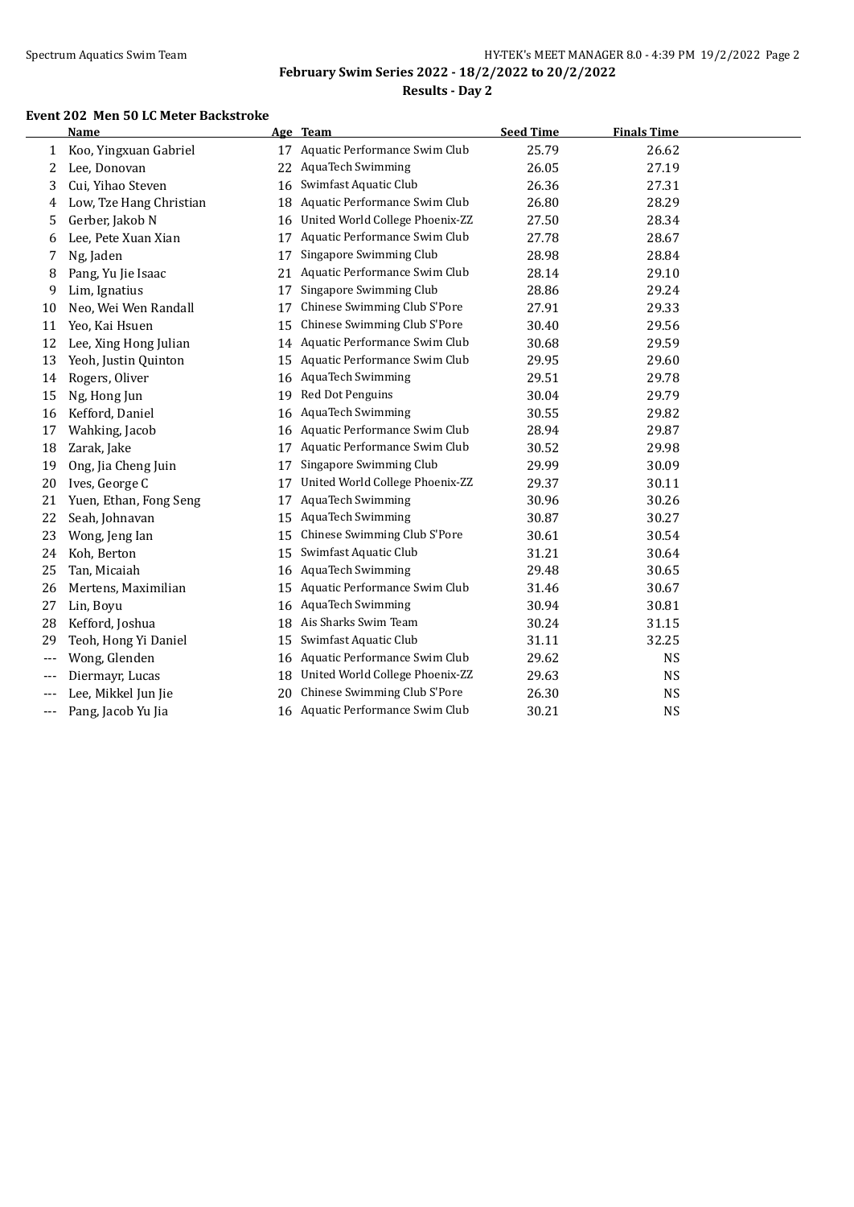**February Swim Series 2022 - 18/2/2022 to 20/2/2022**

**Results - Day 2**

### Event 202 Men 50 LC Meter Backstroke

| | Name | Age | Team | Seed Time | Finals Time |
|---|---|---|---|---|---|
| 1 | Koo, Yingxuan Gabriel | 17 | Aquatic Performance Swim Club | 25.79 | 26.62 |
| 2 | Lee, Donovan | 22 | AquaTech Swimming | 26.05 | 27.19 |
| 3 | Cui, Yihao Steven | 16 | Swimfast Aquatic Club | 26.36 | 27.31 |
| 4 | Low, Tze Hang Christian | 18 | Aquatic Performance Swim Club | 26.80 | 28.29 |
| 5 | Gerber, Jakob N | 16 | United World College Phoenix-ZZ | 27.50 | 28.34 |
| 6 | Lee, Pete Xuan Xian | 17 | Aquatic Performance Swim Club | 27.78 | 28.67 |
| 7 | Ng, Jaden | 17 | Singapore Swimming Club | 28.98 | 28.84 |
| 8 | Pang, Yu Jie Isaac | 21 | Aquatic Performance Swim Club | 28.14 | 29.10 |
| 9 | Lim, Ignatius | 17 | Singapore Swimming Club | 28.86 | 29.24 |
| 10 | Neo, Wei Wen Randall | 17 | Chinese Swimming Club S'Pore | 27.91 | 29.33 |
| 11 | Yeo, Kai Hsuen | 15 | Chinese Swimming Club S'Pore | 30.40 | 29.56 |
| 12 | Lee, Xing Hong Julian | 14 | Aquatic Performance Swim Club | 30.68 | 29.59 |
| 13 | Yeoh, Justin Quinton | 15 | Aquatic Performance Swim Club | 29.95 | 29.60 |
| 14 | Rogers, Oliver | 16 | AquaTech Swimming | 29.51 | 29.78 |
| 15 | Ng, Hong Jun | 19 | Red Dot Penguins | 30.04 | 29.79 |
| 16 | Kefford, Daniel | 16 | AquaTech Swimming | 30.55 | 29.82 |
| 17 | Wahking, Jacob | 16 | Aquatic Performance Swim Club | 28.94 | 29.87 |
| 18 | Zarak, Jake | 17 | Aquatic Performance Swim Club | 30.52 | 29.98 |
| 19 | Ong, Jia Cheng Juin | 17 | Singapore Swimming Club | 29.99 | 30.09 |
| 20 | Ives, George C | 17 | United World College Phoenix-ZZ | 29.37 | 30.11 |
| 21 | Yuen, Ethan, Fong Seng | 17 | AquaTech Swimming | 30.96 | 30.26 |
| 22 | Seah, Johnavan | 15 | AquaTech Swimming | 30.87 | 30.27 |
| 23 | Wong, Jeng Ian | 15 | Chinese Swimming Club S'Pore | 30.61 | 30.54 |
| 24 | Koh, Berton | 15 | Swimfast Aquatic Club | 31.21 | 30.64 |
| 25 | Tan, Micaiah | 16 | AquaTech Swimming | 29.48 | 30.65 |
| 26 | Mertens, Maximilian | 15 | Aquatic Performance Swim Club | 31.46 | 30.67 |
| 27 | Lin, Boyu | 16 | AquaTech Swimming | 30.94 | 30.81 |
| 28 | Kefford, Joshua | 18 | Ais Sharks Swim Team | 30.24 | 31.15 |
| 29 | Teoh, Hong Yi Daniel | 15 | Swimfast Aquatic Club | 31.11 | 32.25 |
| --- | Wong, Glenden | 16 | Aquatic Performance Swim Club | 29.62 | NS |
| --- | Diermayr, Lucas | 18 | United World College Phoenix-ZZ | 29.63 | NS |
| --- | Lee, Mikkel Jun Jie | 20 | Chinese Swimming Club S'Pore | 26.30 | NS |
| --- | Pang, Jacob Yu Jia | 16 | Aquatic Performance Swim Club | 30.21 | NS |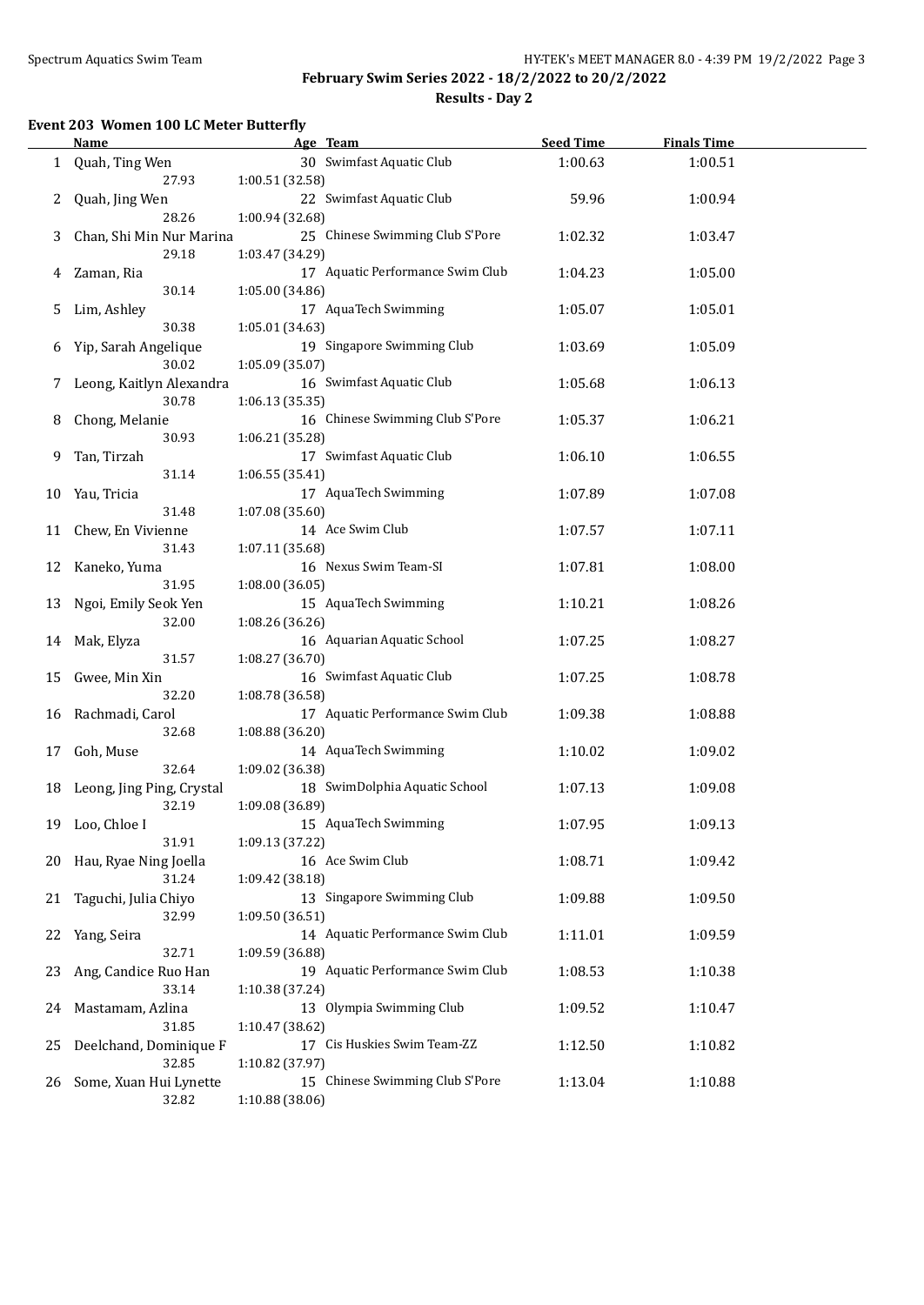## February Swim Series 2022 - 18/2/2022 to 20/2/2022

### Results - Day 2

#### Event 203 Women 100 LC Meter Butterfly

| | Name | Age | Team | Seed Time | Finals Time |
|---|---|---|---|---|---|
| 1 | Quah, Ting Wen | 30 | Swimfast Aquatic Club | 1:00.63 | 1:00.51 |
| | 27.93 | 1:00.51 (32.58) | | | |
| 2 | Quah, Jing Wen | 22 | Swimfast Aquatic Club | 59.96 | 1:00.94 |
| | 28.26 | 1:00.94 (32.68) | | | |
| 3 | Chan, Shi Min Nur Marina | 25 | Chinese Swimming Club S'Pore | 1:02.32 | 1:03.47 |
| | 29.18 | 1:03.47 (34.29) | | | |
| 4 | Zaman, Ria | 17 | Aquatic Performance Swim Club | 1:04.23 | 1:05.00 |
| | 30.14 | 1:05.00 (34.86) | | | |
| 5 | Lim, Ashley | 17 | AquaTech Swimming | 1:05.07 | 1:05.01 |
| | 30.38 | 1:05.01 (34.63) | | | |
| 6 | Yip, Sarah Angelique | 19 | Singapore Swimming Club | 1:03.69 | 1:05.09 |
| | 30.02 | 1:05.09 (35.07) | | | |
| 7 | Leong, Kaitlyn Alexandra | 16 | Swimfast Aquatic Club | 1:05.68 | 1:06.13 |
| | 30.78 | 1:06.13 (35.35) | | | |
| 8 | Chong, Melanie | 16 | Chinese Swimming Club S'Pore | 1:05.37 | 1:06.21 |
| | 30.93 | 1:06.21 (35.28) | | | |
| 9 | Tan, Tirzah | 17 | Swimfast Aquatic Club | 1:06.10 | 1:06.55 |
| | 31.14 | 1:06.55 (35.41) | | | |
| 10 | Yau, Tricia | 17 | AquaTech Swimming | 1:07.89 | 1:07.08 |
| | 31.48 | 1:07.08 (35.60) | | | |
| 11 | Chew, En Vivienne | 14 | Ace Swim Club | 1:07.57 | 1:07.11 |
| | 31.43 | 1:07.11 (35.68) | | | |
| 12 | Kaneko, Yuma | 16 | Nexus Swim Team-SI | 1:07.81 | 1:08.00 |
| | 31.95 | 1:08.00 (36.05) | | | |
| 13 | Ngoi, Emily Seok Yen | 15 | AquaTech Swimming | 1:10.21 | 1:08.26 |
| | 32.00 | 1:08.26 (36.26) | | | |
| 14 | Mak, Elyza | 16 | Aquarian Aquatic School | 1:07.25 | 1:08.27 |
| | 31.57 | 1:08.27 (36.70) | | | |
| 15 | Gwee, Min Xin | 16 | Swimfast Aquatic Club | 1:07.25 | 1:08.78 |
| | 32.20 | 1:08.78 (36.58) | | | |
| 16 | Rachmadi, Carol | 17 | Aquatic Performance Swim Club | 1:09.38 | 1:08.88 |
| | 32.68 | 1:08.88 (36.20) | | | |
| 17 | Goh, Muse | 14 | AquaTech Swimming | 1:10.02 | 1:09.02 |
| | 32.64 | 1:09.02 (36.38) | | | |
| 18 | Leong, Jing Ping, Crystal | 18 | SwimDolphia Aquatic School | 1:07.13 | 1:09.08 |
| | 32.19 | 1:09.08 (36.89) | | | |
| 19 | Loo, Chloe I | 15 | AquaTech Swimming | 1:07.95 | 1:09.13 |
| | 31.91 | 1:09.13 (37.22) | | | |
| 20 | Hau, Ryae Ning Joella | 16 | Ace Swim Club | 1:08.71 | 1:09.42 |
| | 31.24 | 1:09.42 (38.18) | | | |
| 21 | Taguchi, Julia Chiyo | 13 | Singapore Swimming Club | 1:09.88 | 1:09.50 |
| | 32.99 | 1:09.50 (36.51) | | | |
| 22 | Yang, Seira | 14 | Aquatic Performance Swim Club | 1:11.01 | 1:09.59 |
| | 32.71 | 1:09.59 (36.88) | | | |
| 23 | Ang, Candice Ruo Han | 19 | Aquatic Performance Swim Club | 1:08.53 | 1:10.38 |
| | 33.14 | 1:10.38 (37.24) | | | |
| 24 | Mastamam, Azlina | 13 | Olympia Swimming Club | 1:09.52 | 1:10.47 |
| | 31.85 | 1:10.47 (38.62) | | | |
| 25 | Deelchand, Dominique F | 17 | Cis Huskies Swim Team-ZZ | 1:12.50 | 1:10.82 |
| | 32.85 | 1:10.82 (37.97) | | | |
| 26 | Some, Xuan Hui Lynette | 15 | Chinese Swimming Club S'Pore | 1:13.04 | 1:10.88 |
| | 32.82 | 1:10.88 (38.06) | | | |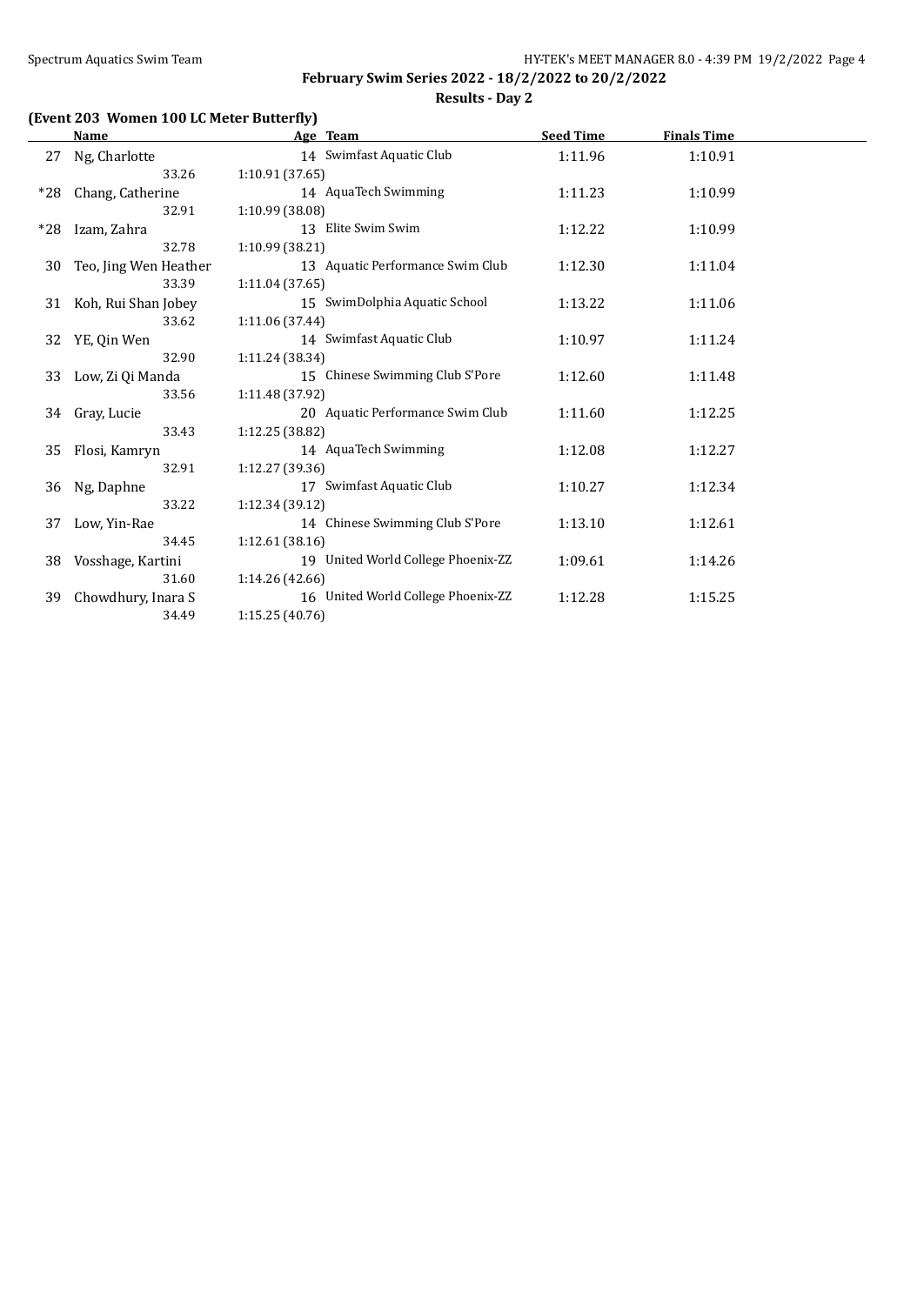**February Swim Series 2022 - 18/2/2022 to 20/2/2022**

**Results - Day 2**

### (Event 203 Women 100 LC Meter Butterfly)

| | Name | Age | Team | Seed Time | Finals Time |
|---|---|---|---|---|---|
| 27 | Ng, Charlotte | 14 | Swimfast Aquatic Club | 1:11.96 | 1:10.91 |
| | 33.26 | 1:10.91 (37.65) | | | |
| *28 | Chang, Catherine | 14 | AquaTech Swimming | 1:11.23 | 1:10.99 |
| | 32.91 | 1:10.99 (38.08) | | | |
| *28 | Izam, Zahra | 13 | Elite Swim Swim | 1:12.22 | 1:10.99 |
| | 32.78 | 1:10.99 (38.21) | | | |
| 30 | Teo, Jing Wen Heather | 13 | Aquatic Performance Swim Club | 1:12.30 | 1:11.04 |
| | 33.39 | 1:11.04 (37.65) | | | |
| 31 | Koh, Rui Shan Jobey | 15 | SwimDolphia Aquatic School | 1:13.22 | 1:11.06 |
| | 33.62 | 1:11.06 (37.44) | | | |
| 32 | YE, Qin Wen | 14 | Swimfast Aquatic Club | 1:10.97 | 1:11.24 |
| | 32.90 | 1:11.24 (38.34) | | | |
| 33 | Low, Zi Qi Manda | 15 | Chinese Swimming Club S'Pore | 1:12.60 | 1:11.48 |
| | 33.56 | 1:11.48 (37.92) | | | |
| 34 | Gray, Lucie | 20 | Aquatic Performance Swim Club | 1:11.60 | 1:12.25 |
| | 33.43 | 1:12.25 (38.82) | | | |
| 35 | Flosi, Kamryn | 14 | AquaTech Swimming | 1:12.08 | 1:12.27 |
| | 32.91 | 1:12.27 (39.36) | | | |
| 36 | Ng, Daphne | 17 | Swimfast Aquatic Club | 1:10.27 | 1:12.34 |
| | 33.22 | 1:12.34 (39.12) | | | |
| 37 | Low, Yin-Rae | 14 | Chinese Swimming Club S'Pore | 1:13.10 | 1:12.61 |
| | 34.45 | 1:12.61 (38.16) | | | |
| 38 | Vosshage, Kartini | 19 | United World College Phoenix-ZZ | 1:09.61 | 1:14.26 |
| | 31.60 | 1:14.26 (42.66) | | | |
| 39 | Chowdhury, Inara S | 16 | United World College Phoenix-ZZ | 1:12.28 | 1:15.25 |
| | 34.49 | 1:15.25 (40.76) | | | |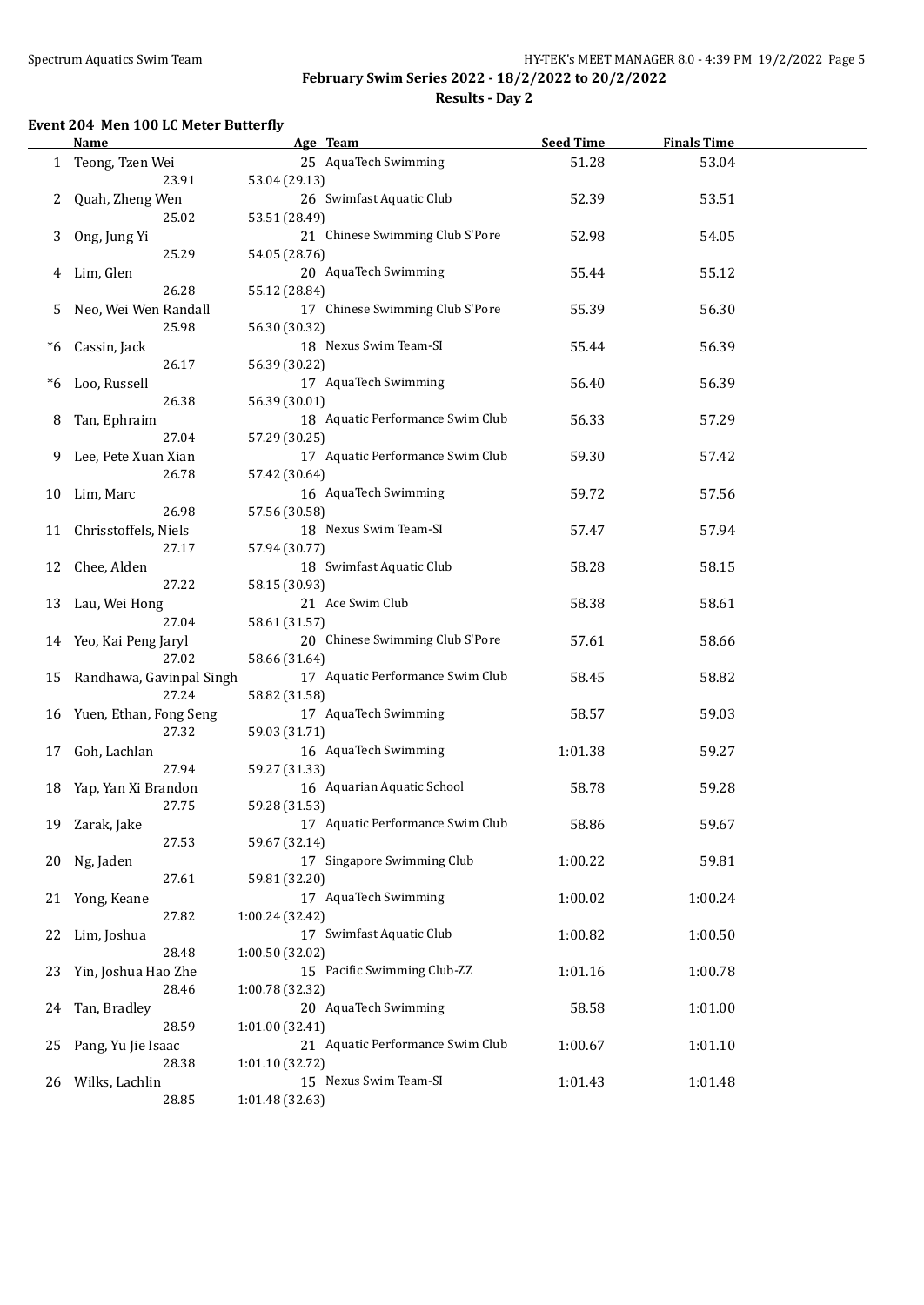**February Swim Series 2022 - 18/2/2022 to 20/2/2022**

**Results - Day 2**

### Event 204 Men 100 LC Meter Butterfly

| | Name | Age | Team | Seed Time | Finals Time |
|---|---|---|---|---|---|
| 1 | Teong, Tzen Wei | 25 | AquaTech Swimming | 51.28 | 53.04 |
| | 23.91 | 53.04 (29.13) | | | |
| 2 | Quah, Zheng Wen | 26 | Swimfast Aquatic Club | 52.39 | 53.51 |
| | 25.02 | 53.51 (28.49) | | | |
| 3 | Ong, Jung Yi | 21 | Chinese Swimming Club S'Pore | 52.98 | 54.05 |
| | 25.29 | 54.05 (28.76) | | | |
| 4 | Lim, Glen | 20 | AquaTech Swimming | 55.44 | 55.12 |
| | 26.28 | 55.12 (28.84) | | | |
| 5 | Neo, Wei Wen Randall | 17 | Chinese Swimming Club S'Pore | 55.39 | 56.30 |
| | 25.98 | 56.30 (30.32) | | | |
| *6 | Cassin, Jack | 18 | Nexus Swim Team-SI | 55.44 | 56.39 |
| | 26.17 | 56.39 (30.22) | | | |
| *6 | Loo, Russell | 17 | AquaTech Swimming | 56.40 | 56.39 |
| | 26.38 | 56.39 (30.01) | | | |
| 8 | Tan, Ephraim | 18 | Aquatic Performance Swim Club | 56.33 | 57.29 |
| | 27.04 | 57.29 (30.25) | | | |
| 9 | Lee, Pete Xuan Xian | 17 | Aquatic Performance Swim Club | 59.30 | 57.42 |
| | 26.78 | 57.42 (30.64) | | | |
| 10 | Lim, Marc | 16 | AquaTech Swimming | 59.72 | 57.56 |
| | 26.98 | 57.56 (30.58) | | | |
| 11 | Chrisstoffels, Niels | 18 | Nexus Swim Team-SI | 57.47 | 57.94 |
| | 27.17 | 57.94 (30.77) | | | |
| 12 | Chee, Alden | 18 | Swimfast Aquatic Club | 58.28 | 58.15 |
| | 27.22 | 58.15 (30.93) | | | |
| 13 | Lau, Wei Hong | 21 | Ace Swim Club | 58.38 | 58.61 |
| | 27.04 | 58.61 (31.57) | | | |
| 14 | Yeo, Kai Peng Jaryl | 20 | Chinese Swimming Club S'Pore | 57.61 | 58.66 |
| | 27.02 | 58.66 (31.64) | | | |
| 15 | Randhawa, Gavinpal Singh | 17 | Aquatic Performance Swim Club | 58.45 | 58.82 |
| | 27.24 | 58.82 (31.58) | | | |
| 16 | Yuen, Ethan, Fong Seng | 17 | AquaTech Swimming | 58.57 | 59.03 |
| | 27.32 | 59.03 (31.71) | | | |
| 17 | Goh, Lachlan | 16 | AquaTech Swimming | 1:01.38 | 59.27 |
| | 27.94 | 59.27 (31.33) | | | |
| 18 | Yap, Yan Xi Brandon | 16 | Aquarian Aquatic School | 58.78 | 59.28 |
| | 27.75 | 59.28 (31.53) | | | |
| 19 | Zarak, Jake | 17 | Aquatic Performance Swim Club | 58.86 | 59.67 |
| | 27.53 | 59.67 (32.14) | | | |
| 20 | Ng, Jaden | 17 | Singapore Swimming Club | 1:00.22 | 59.81 |
| | 27.61 | 59.81 (32.20) | | | |
| 21 | Yong, Keane | 17 | AquaTech Swimming | 1:00.02 | 1:00.24 |
| | 27.82 | 1:00.24 (32.42) | | | |
| 22 | Lim, Joshua | 17 | Swimfast Aquatic Club | 1:00.82 | 1:00.50 |
| | 28.48 | 1:00.50 (32.02) | | | |
| 23 | Yin, Joshua Hao Zhe | 15 | Pacific Swimming Club-ZZ | 1:01.16 | 1:00.78 |
| | 28.46 | 1:00.78 (32.32) | | | |
| 24 | Tan, Bradley | 20 | AquaTech Swimming | 58.58 | 1:01.00 |
| | 28.59 | 1:01.00 (32.41) | | | |
| 25 | Pang, Yu Jie Isaac | 21 | Aquatic Performance Swim Club | 1:00.67 | 1:01.10 |
| | 28.38 | 1:01.10 (32.72) | | | |
| 26 | Wilks, Lachlin | 15 | Nexus Swim Team-SI | 1:01.43 | 1:01.48 |
| | 28.85 | 1:01.48 (32.63) | | | |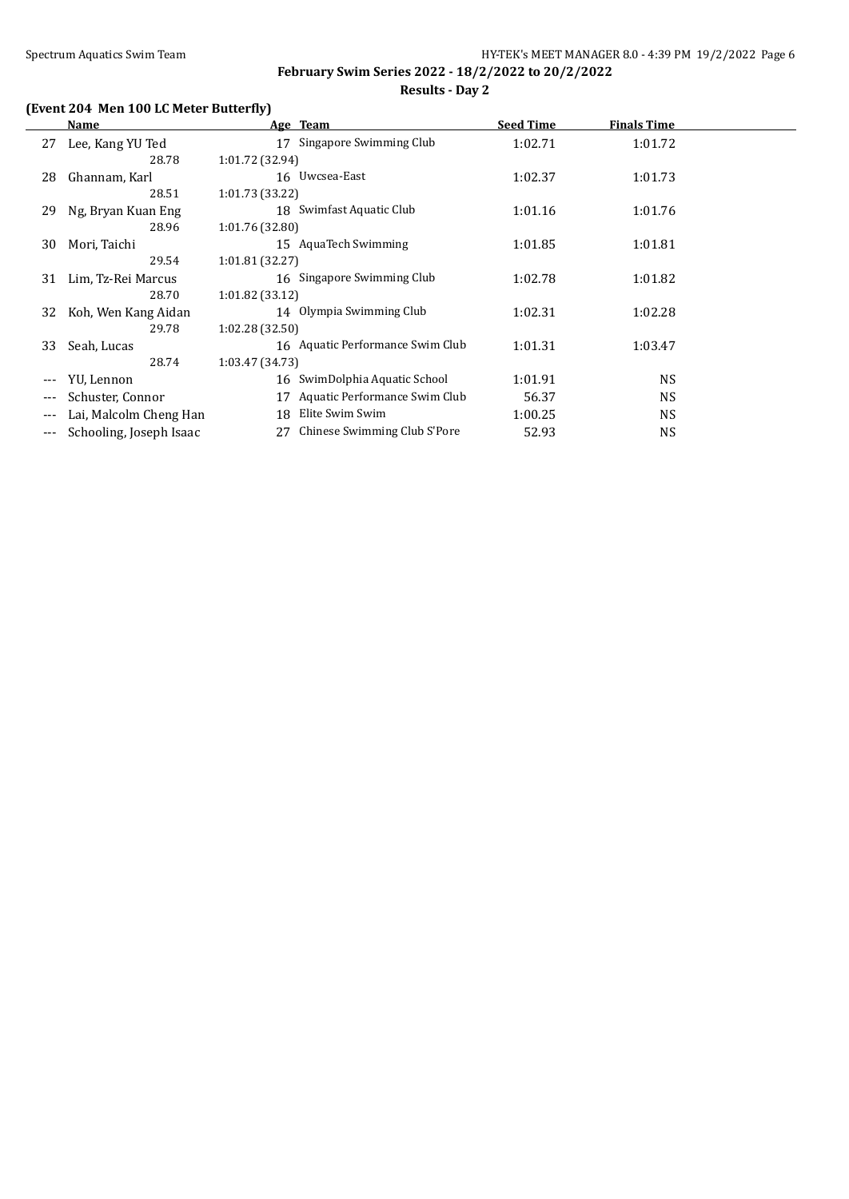**February Swim Series 2022 - 18/2/2022 to 20/2/2022**

**Results - Day 2**

### (Event 204 Men 100 LC Meter Butterfly)

| | Name | Age | Team | Seed Time | Finals Time |
|---|---|---|---|---|---|
| 27 | Lee, Kang YU Ted | 17 | Singapore Swimming Club | 1:02.71 | 1:01.72 |
| | 28.78 | 1:01.72 (32.94) | | | |
| 28 | Ghannam, Karl | 16 | Uwcsea-East | 1:02.37 | 1:01.73 |
| | 28.51 | 1:01.73 (33.22) | | | |
| 29 | Ng, Bryan Kuan Eng | 18 | Swimfast Aquatic Club | 1:01.16 | 1:01.76 |
| | 28.96 | 1:01.76 (32.80) | | | |
| 30 | Mori, Taichi | 15 | AquaTech Swimming | 1:01.85 | 1:01.81 |
| | 29.54 | 1:01.81 (32.27) | | | |
| 31 | Lim, Tz-Rei Marcus | 16 | Singapore Swimming Club | 1:02.78 | 1:01.82 |
| | 28.70 | 1:01.82 (33.12) | | | |
| 32 | Koh, Wen Kang Aidan | 14 | Olympia Swimming Club | 1:02.31 | 1:02.28 |
| | 29.78 | 1:02.28 (32.50) | | | |
| 33 | Seah, Lucas | 16 | Aquatic Performance Swim Club | 1:01.31 | 1:03.47 |
| | 28.74 | 1:03.47 (34.73) | | | |
| --- | YU, Lennon | 16 | SwimDolphia Aquatic School | 1:01.91 | NS |
| --- | Schuster, Connor | 17 | Aquatic Performance Swim Club | 56.37 | NS |
| --- | Lai, Malcolm Cheng Han | 18 | Elite Swim Swim | 1:00.25 | NS |
| --- | Schooling, Joseph Isaac | 27 | Chinese Swimming Club S'Pore | 52.93 | NS |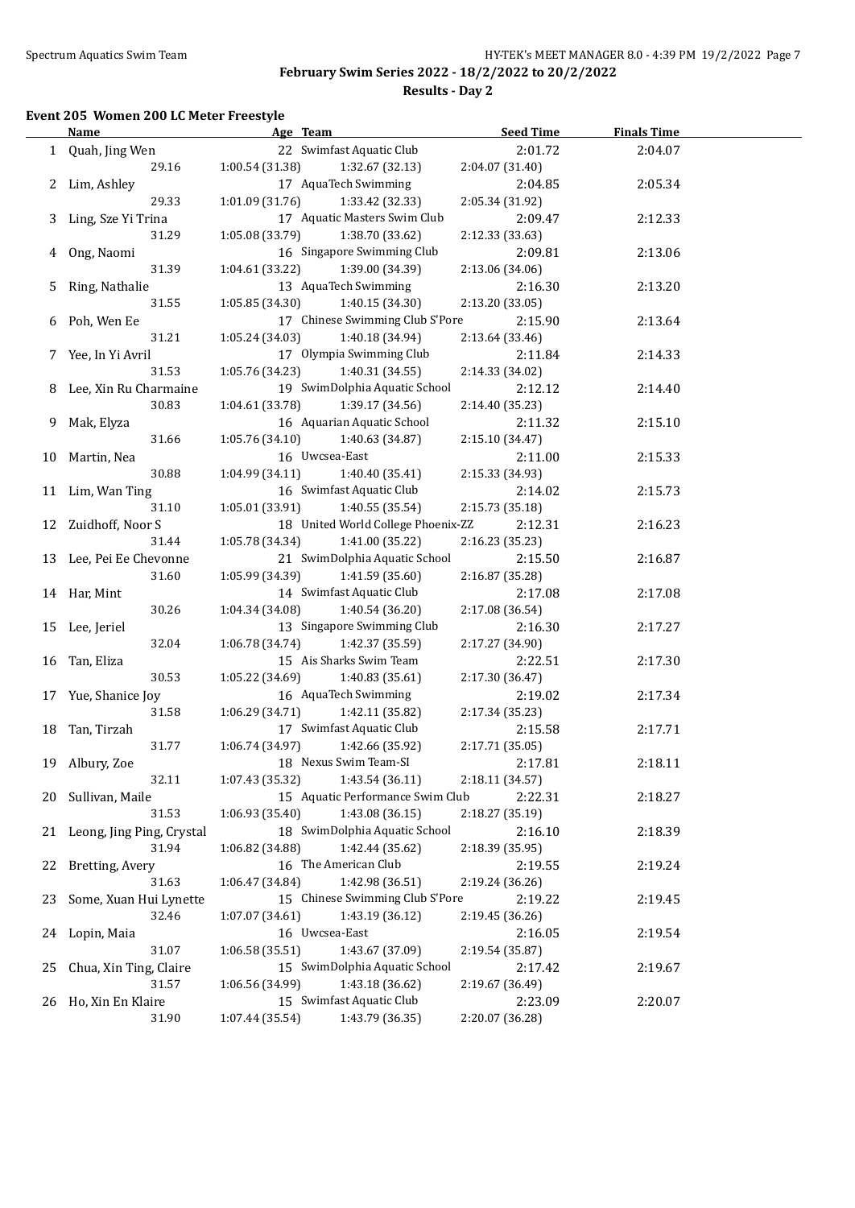**February Swim Series 2022 - 18/2/2022 to 20/2/2022**

**Results - Day 2**

### Event 205 Women 200 LC Meter Freestyle

| | Name | Age | Team | Seed Time | Finals Time |
|---|---|---|---|---|---|
| 1 | Quah, Jing Wen | 22 | Swimfast Aquatic Club | 2:01.72 | 2:04.07 |
| | 29.16 | 1:00.54 (31.38) | 1:32.67 (32.13) | 2:04.07 (31.40) | |
| 2 | Lim, Ashley | 17 | AquaTech Swimming | 2:04.85 | 2:05.34 |
| | 29.33 | 1:01.09 (31.76) | 1:33.42 (32.33) | 2:05.34 (31.92) | |
| 3 | Ling, Sze Yi Trina | 17 | Aquatic Masters Swim Club | 2:09.47 | 2:12.33 |
| | 31.29 | 1:05.08 (33.79) | 1:38.70 (33.62) | 2:12.33 (33.63) | |
| 4 | Ong, Naomi | 16 | Singapore Swimming Club | 2:09.81 | 2:13.06 |
| | 31.39 | 1:04.61 (33.22) | 1:39.00 (34.39) | 2:13.06 (34.06) | |
| 5 | Ring, Nathalie | 13 | AquaTech Swimming | 2:16.30 | 2:13.20 |
| | 31.55 | 1:05.85 (34.30) | 1:40.15 (34.30) | 2:13.20 (33.05) | |
| 6 | Poh, Wen Ee | 17 | Chinese Swimming Club S'Pore | 2:15.90 | 2:13.64 |
| | 31.21 | 1:05.24 (34.03) | 1:40.18 (34.94) | 2:13.64 (33.46) | |
| 7 | Yee, In Yi Avril | 17 | Olympia Swimming Club | 2:11.84 | 2:14.33 |
| | 31.53 | 1:05.76 (34.23) | 1:40.31 (34.55) | 2:14.33 (34.02) | |
| 8 | Lee, Xin Ru Charmaine | 19 | SwimDolphia Aquatic School | 2:12.12 | 2:14.40 |
| | 30.83 | 1:04.61 (33.78) | 1:39.17 (34.56) | 2:14.40 (35.23) | |
| 9 | Mak, Elyza | 16 | Aquarian Aquatic School | 2:11.32 | 2:15.10 |
| | 31.66 | 1:05.76 (34.10) | 1:40.63 (34.87) | 2:15.10 (34.47) | |
| 10 | Martin, Nea | 16 | Uwcsea-East | 2:11.00 | 2:15.33 |
| | 30.88 | 1:04.99 (34.11) | 1:40.40 (35.41) | 2:15.33 (34.93) | |
| 11 | Lim, Wan Ting | 16 | Swimfast Aquatic Club | 2:14.02 | 2:15.73 |
| | 31.10 | 1:05.01 (33.91) | 1:40.55 (35.54) | 2:15.73 (35.18) | |
| 12 | Zuidhoff, Noor S | 18 | United World College Phoenix-ZZ | 2:12.31 | 2:16.23 |
| | 31.44 | 1:05.78 (34.34) | 1:41.00 (35.22) | 2:16.23 (35.23) | |
| 13 | Lee, Pei Ee Chevonne | 21 | SwimDolphia Aquatic School | 2:15.50 | 2:16.87 |
| | 31.60 | 1:05.99 (34.39) | 1:41.59 (35.60) | 2:16.87 (35.28) | |
| 14 | Har, Mint | 14 | Swimfast Aquatic Club | 2:17.08 | 2:17.08 |
| | 30.26 | 1:04.34 (34.08) | 1:40.54 (36.20) | 2:17.08 (36.54) | |
| 15 | Lee, Jeriel | 13 | Singapore Swimming Club | 2:16.30 | 2:17.27 |
| | 32.04 | 1:06.78 (34.74) | 1:42.37 (35.59) | 2:17.27 (34.90) | |
| 16 | Tan, Eliza | 15 | Ais Sharks Swim Team | 2:22.51 | 2:17.30 |
| | 30.53 | 1:05.22 (34.69) | 1:40.83 (35.61) | 2:17.30 (36.47) | |
| 17 | Yue, Shanice Joy | 16 | AquaTech Swimming | 2:19.02 | 2:17.34 |
| | 31.58 | 1:06.29 (34.71) | 1:42.11 (35.82) | 2:17.34 (35.23) | |
| 18 | Tan, Tirzah | 17 | Swimfast Aquatic Club | 2:15.58 | 2:17.71 |
| | 31.77 | 1:06.74 (34.97) | 1:42.66 (35.92) | 2:17.71 (35.05) | |
| 19 | Albury, Zoe | 18 | Nexus Swim Team-SI | 2:17.81 | 2:18.11 |
| | 32.11 | 1:07.43 (35.32) | 1:43.54 (36.11) | 2:18.11 (34.57) | |
| 20 | Sullivan, Maile | 15 | Aquatic Performance Swim Club | 2:22.31 | 2:18.27 |
| | 31.53 | 1:06.93 (35.40) | 1:43.08 (36.15) | 2:18.27 (35.19) | |
| 21 | Leong, Jing Ping, Crystal | 18 | SwimDolphia Aquatic School | 2:16.10 | 2:18.39 |
| | 31.94 | 1:06.82 (34.88) | 1:42.44 (35.62) | 2:18.39 (35.95) | |
| 22 | Bretting, Avery | 16 | The American Club | 2:19.55 | 2:19.24 |
| | 31.63 | 1:06.47 (34.84) | 1:42.98 (36.51) | 2:19.24 (36.26) | |
| 23 | Some, Xuan Hui Lynette | 15 | Chinese Swimming Club S'Pore | 2:19.22 | 2:19.45 |
| | 32.46 | 1:07.07 (34.61) | 1:43.19 (36.12) | 2:19.45 (36.26) | |
| 24 | Lopin, Maia | 16 | Uwcsea-East | 2:16.05 | 2:19.54 |
| | 31.07 | 1:06.58 (35.51) | 1:43.67 (37.09) | 2:19.54 (35.87) | |
| 25 | Chua, Xin Ting, Claire | 15 | SwimDolphia Aquatic School | 2:17.42 | 2:19.67 |
| | 31.57 | 1:06.56 (34.99) | 1:43.18 (36.62) | 2:19.67 (36.49) | |
| 26 | Ho, Xin En Klaire | 15 | Swimfast Aquatic Club | 2:23.09 | 2:20.07 |
| | 31.90 | 1:07.44 (35.54) | 1:43.79 (36.35) | 2:20.07 (36.28) | |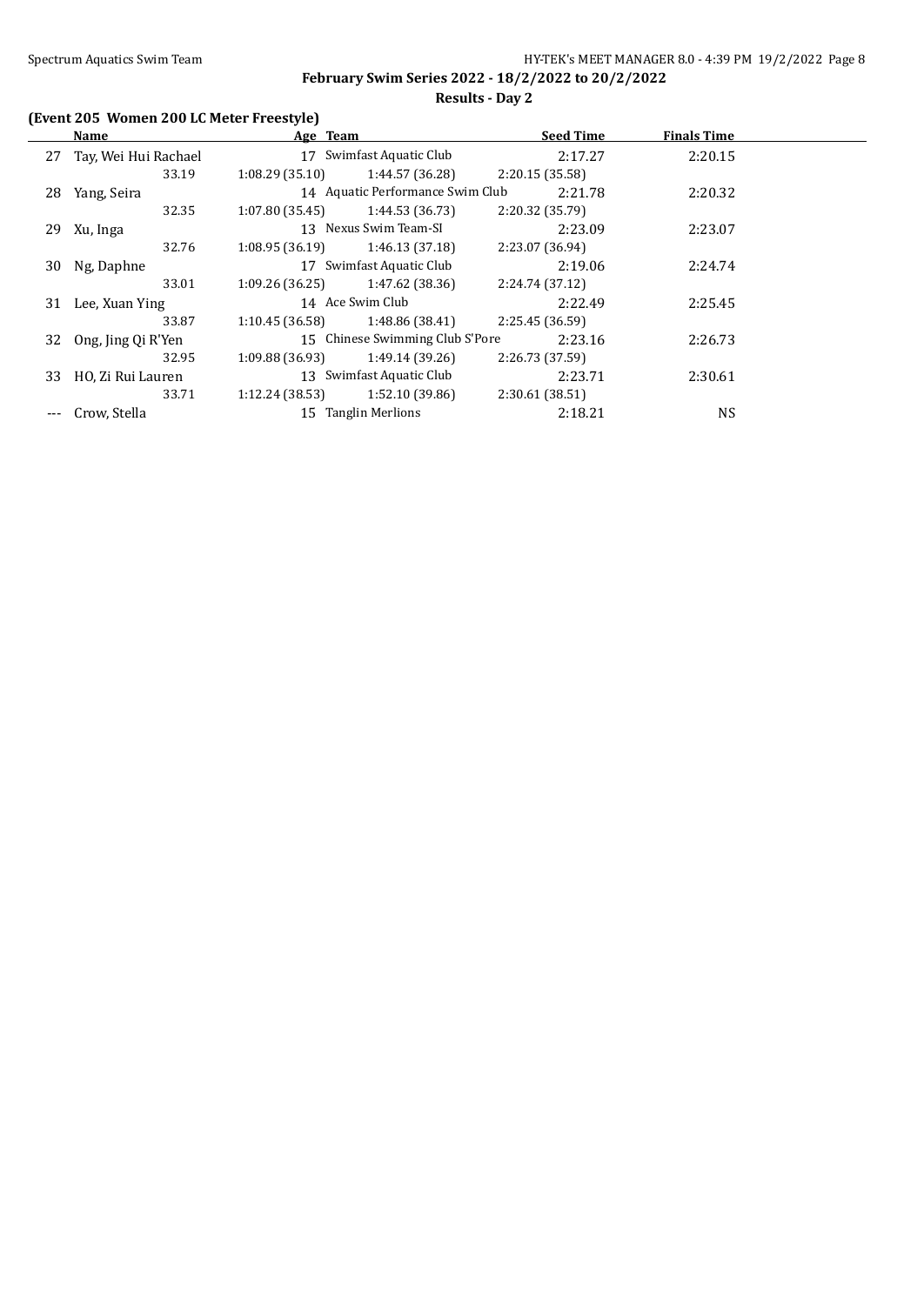**February Swim Series 2022 - 18/2/2022 to 20/2/2022**

**Results - Day 2**

### (Event 205 Women 200 LC Meter Freestyle)

| | Name | Age | Team | Seed Time | Finals Time |
|---|---|---|---|---|---|
| 27 | Tay, Wei Hui Rachael | 17 | Swimfast Aquatic Club | 2:17.27 | 2:20.15 |
| | 33.19 | 1:08.29 (35.10) | 1:44.57 (36.28) | 2:20.15 (35.58) | |
| 28 | Yang, Seira | 14 | Aquatic Performance Swim Club | 2:21.78 | 2:20.32 |
| | 32.35 | 1:07.80 (35.45) | 1:44.53 (36.73) | 2:20.32 (35.79) | |
| 29 | Xu, Inga | 13 | Nexus Swim Team-SI | 2:23.09 | 2:23.07 |
| | 32.76 | 1:08.95 (36.19) | 1:46.13 (37.18) | 2:23.07 (36.94) | |
| 30 | Ng, Daphne | 17 | Swimfast Aquatic Club | 2:19.06 | 2:24.74 |
| | 33.01 | 1:09.26 (36.25) | 1:47.62 (38.36) | 2:24.74 (37.12) | |
| 31 | Lee, Xuan Ying | 14 | Ace Swim Club | 2:22.49 | 2:25.45 |
| | 33.87 | 1:10.45 (36.58) | 1:48.86 (38.41) | 2:25.45 (36.59) | |
| 32 | Ong, Jing Qi R'Yen | 15 | Chinese Swimming Club S'Pore | 2:23.16 | 2:26.73 |
| | 32.95 | 1:09.88 (36.93) | 1:49.14 (39.26) | 2:26.73 (37.59) | |
| 33 | HO, Zi Rui Lauren | 13 | Swimfast Aquatic Club | 2:23.71 | 2:30.61 |
| | 33.71 | 1:12.24 (38.53) | 1:52.10 (39.86) | 2:30.61 (38.51) | |
| --- | Crow, Stella | 15 | Tanglin Merlions | 2:18.21 | NS |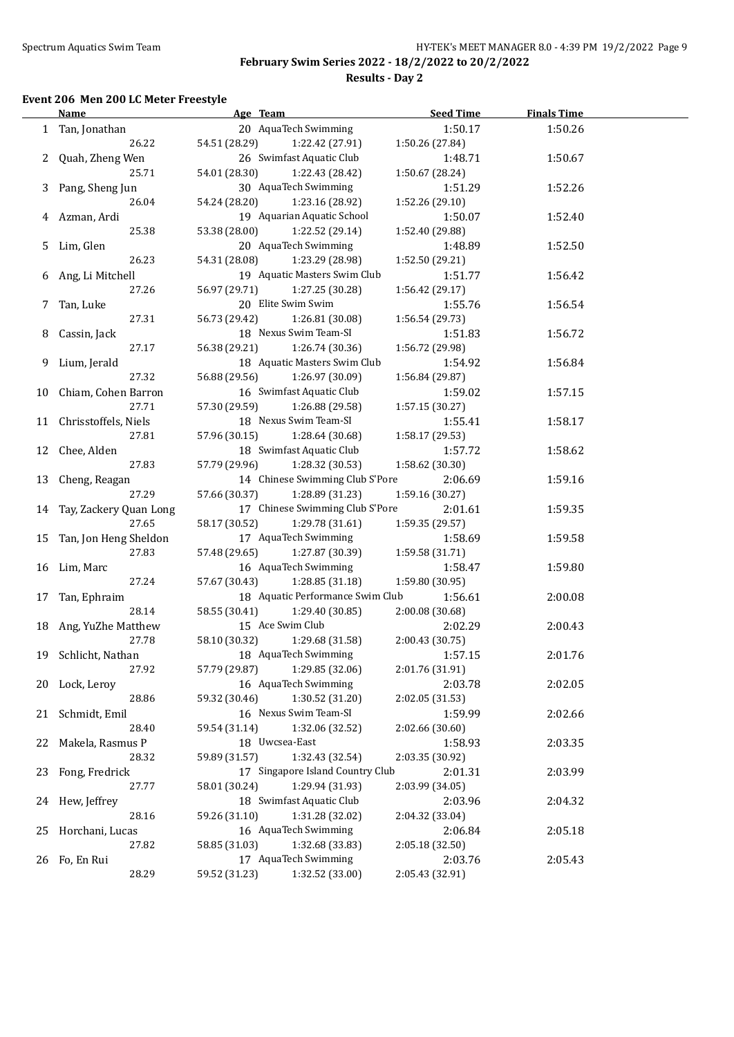February Swim Series 2022 - 18/2/2022 to 20/2/2022

Results - Day 2

### Event 206 Men 200 LC Meter Freestyle

| | Name | Age | Team | Seed Time | Finals Time |
|---|---|---|---|---|---|
| 1 | Tan, Jonathan | 20 | AquaTech Swimming | 1:50.17 | 1:50.26 |
| | 26.22 | 54.51 (28.29) | 1:22.42 (27.91) | 1:50.26 (27.84) | |
| 2 | Quah, Zheng Wen | 26 | Swimfast Aquatic Club | 1:48.71 | 1:50.67 |
| | 25.71 | 54.01 (28.30) | 1:22.43 (28.42) | 1:50.67 (28.24) | |
| 3 | Pang, Sheng Jun | 30 | AquaTech Swimming | 1:51.29 | 1:52.26 |
| | 26.04 | 54.24 (28.20) | 1:23.16 (28.92) | 1:52.26 (29.10) | |
| 4 | Azman, Ardi | 19 | Aquarian Aquatic School | 1:50.07 | 1:52.40 |
| | 25.38 | 53.38 (28.00) | 1:22.52 (29.14) | 1:52.40 (29.88) | |
| 5 | Lim, Glen | 20 | AquaTech Swimming | 1:48.89 | 1:52.50 |
| | 26.23 | 54.31 (28.08) | 1:23.29 (28.98) | 1:52.50 (29.21) | |
| 6 | Ang, Li Mitchell | 19 | Aquatic Masters Swim Club | 1:51.77 | 1:56.42 |
| | 27.26 | 56.97 (29.71) | 1:27.25 (30.28) | 1:56.42 (29.17) | |
| 7 | Tan, Luke | 20 | Elite Swim Swim | 1:55.76 | 1:56.54 |
| | 27.31 | 56.73 (29.42) | 1:26.81 (30.08) | 1:56.54 (29.73) | |
| 8 | Cassin, Jack | 18 | Nexus Swim Team-SI | 1:51.83 | 1:56.72 |
| | 27.17 | 56.38 (29.21) | 1:26.74 (30.36) | 1:56.72 (29.98) | |
| 9 | Lium, Jerald | 18 | Aquatic Masters Swim Club | 1:54.92 | 1:56.84 |
| | 27.32 | 56.88 (29.56) | 1:26.97 (30.09) | 1:56.84 (29.87) | |
| 10 | Chiam, Cohen Barron | 16 | Swimfast Aquatic Club | 1:59.02 | 1:57.15 |
| | 27.71 | 57.30 (29.59) | 1:26.88 (29.58) | 1:57.15 (30.27) | |
| 11 | Chrisstoffels, Niels | 18 | Nexus Swim Team-SI | 1:55.41 | 1:58.17 |
| | 27.81 | 57.96 (30.15) | 1:28.64 (30.68) | 1:58.17 (29.53) | |
| 12 | Chee, Alden | 18 | Swimfast Aquatic Club | 1:57.72 | 1:58.62 |
| | 27.83 | 57.79 (29.96) | 1:28.32 (30.53) | 1:58.62 (30.30) | |
| 13 | Cheng, Reagan | 14 | Chinese Swimming Club S'Pore | 2:06.69 | 1:59.16 |
| | 27.29 | 57.66 (30.37) | 1:28.89 (31.23) | 1:59.16 (30.27) | |
| 14 | Tay, Zackery Quan Long | 17 | Chinese Swimming Club S'Pore | 2:01.61 | 1:59.35 |
| | 27.65 | 58.17 (30.52) | 1:29.78 (31.61) | 1:59.35 (29.57) | |
| 15 | Tan, Jon Heng Sheldon | 17 | AquaTech Swimming | 1:58.69 | 1:59.58 |
| | 27.83 | 57.48 (29.65) | 1:27.87 (30.39) | 1:59.58 (31.71) | |
| 16 | Lim, Marc | 16 | AquaTech Swimming | 1:58.47 | 1:59.80 |
| | 27.24 | 57.67 (30.43) | 1:28.85 (31.18) | 1:59.80 (30.95) | |
| 17 | Tan, Ephraim | 18 | Aquatic Performance Swim Club | 1:56.61 | 2:00.08 |
| | 28.14 | 58.55 (30.41) | 1:29.40 (30.85) | 2:00.08 (30.68) | |
| 18 | Ang, YuZhe Matthew | 15 | Ace Swim Club | 2:02.29 | 2:00.43 |
| | 27.78 | 58.10 (30.32) | 1:29.68 (31.58) | 2:00.43 (30.75) | |
| 19 | Schlicht, Nathan | 18 | AquaTech Swimming | 1:57.15 | 2:01.76 |
| | 27.92 | 57.79 (29.87) | 1:29.85 (32.06) | 2:01.76 (31.91) | |
| 20 | Lock, Leroy | 16 | AquaTech Swimming | 2:03.78 | 2:02.05 |
| | 28.86 | 59.32 (30.46) | 1:30.52 (31.20) | 2:02.05 (31.53) | |
| 21 | Schmidt, Emil | 16 | Nexus Swim Team-SI | 1:59.99 | 2:02.66 |
| | 28.40 | 59.54 (31.14) | 1:32.06 (32.52) | 2:02.66 (30.60) | |
| 22 | Makela, Rasmus P | 18 | Uwcsea-East | 1:58.93 | 2:03.35 |
| | 28.32 | 59.89 (31.57) | 1:32.43 (32.54) | 2:03.35 (30.92) | |
| 23 | Fong, Fredrick | 17 | Singapore Island Country Club | 2:01.31 | 2:03.99 |
| | 27.77 | 58.01 (30.24) | 1:29.94 (31.93) | 2:03.99 (34.05) | |
| 24 | Hew, Jeffrey | 18 | Swimfast Aquatic Club | 2:03.96 | 2:04.32 |
| | 28.16 | 59.26 (31.10) | 1:31.28 (32.02) | 2:04.32 (33.04) | |
| 25 | Horchani, Lucas | 16 | AquaTech Swimming | 2:06.84 | 2:05.18 |
| | 27.82 | 58.85 (31.03) | 1:32.68 (33.83) | 2:05.18 (32.50) | |
| 26 | Fo, En Rui | 17 | AquaTech Swimming | 2:03.76 | 2:05.43 |
| | 28.29 | 59.52 (31.23) | 1:32.52 (33.00) | 2:05.43 (32.91) | |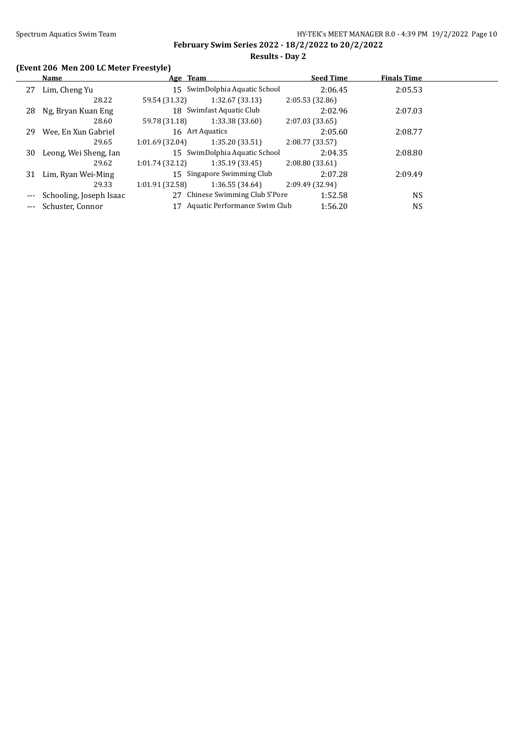**February Swim Series 2022 - 18/2/2022 to 20/2/2022**

**Results - Day 2**

### (Event 206 Men 200 LC Meter Freestyle)

| | Name | Age | Team | Seed Time | Finals Time |
|---|---|---|---|---|---|
| 27 | Lim, Cheng Yu | 15 | SwimDolphia Aquatic School | 2:06.45 | 2:05.53 |
| | 28.22 | 59.54 (31.32) | 1:32.67 (33.13) | 2:05.53 (32.86) | |
| 28 | Ng, Bryan Kuan Eng | 18 | Swimfast Aquatic Club | 2:02.96 | 2:07.03 |
| | 28.60 | 59.78 (31.18) | 1:33.38 (33.60) | 2:07.03 (33.65) | |
| 29 | Wee, En Xun Gabriel | 16 | Art Aquatics | 2:05.60 | 2:08.77 |
| | 29.65 | 1:01.69 (32.04) | 1:35.20 (33.51) | 2:08.77 (33.57) | |
| 30 | Leong, Wei Sheng, Ian | 15 | SwimDolphia Aquatic School | 2:04.35 | 2:08.80 |
| | 29.62 | 1:01.74 (32.12) | 1:35.19 (33.45) | 2:08.80 (33.61) | |
| 31 | Lim, Ryan Wei-Ming | 15 | Singapore Swimming Club | 2:07.28 | 2:09.49 |
| | 29.33 | 1:01.91 (32.58) | 1:36.55 (34.64) | 2:09.49 (32.94) | |
| --- | Schooling, Joseph Isaac | 27 | Chinese Swimming Club S'Pore | 1:52.58 | NS |
| --- | Schuster, Connor | 17 | Aquatic Performance Swim Club | 1:56.20 | NS |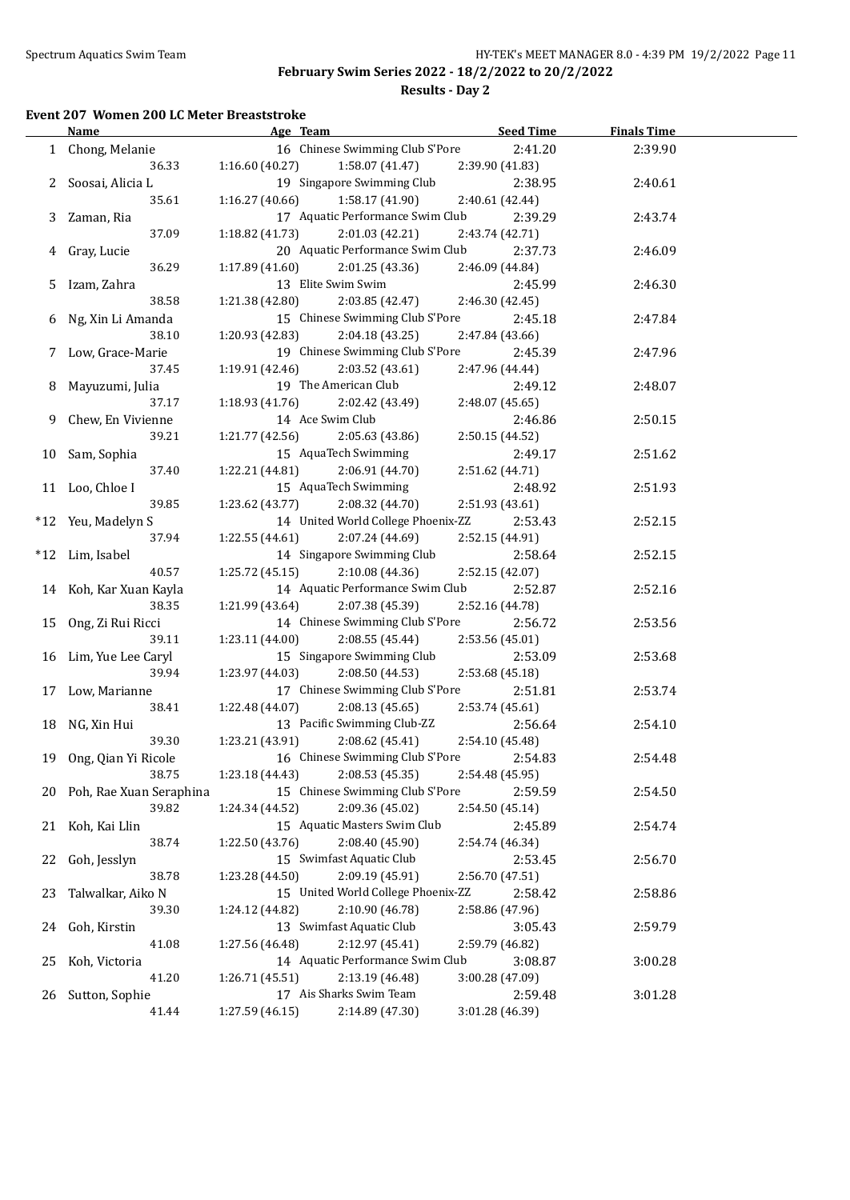## February Swim Series 2022 - 18/2/2022 to 20/2/2022

### Results - Day 2

#### Event 207 Women 200 LC Meter Breaststroke

| | Name | Age | Team | Seed Time | Finals Time |
|---|---|---|---|---|---|
| 1 | Chong, Melanie | 16 | Chinese Swimming Club S'Pore | 2:41.20 | 2:39.90 |
| | 36.33 | 1:16.60 (40.27) | 1:58.07 (41.47) | 2:39.90 (41.83) | |
| 2 | Soosai, Alicia L | 19 | Singapore Swimming Club | 2:38.95 | 2:40.61 |
| | 35.61 | 1:16.27 (40.66) | 1:58.17 (41.90) | 2:40.61 (42.44) | |
| 3 | Zaman, Ria | 17 | Aquatic Performance Swim Club | 2:39.29 | 2:43.74 |
| | 37.09 | 1:18.82 (41.73) | 2:01.03 (42.21) | 2:43.74 (42.71) | |
| 4 | Gray, Lucie | 20 | Aquatic Performance Swim Club | 2:37.73 | 2:46.09 |
| | 36.29 | 1:17.89 (41.60) | 2:01.25 (43.36) | 2:46.09 (44.84) | |
| 5 | Izam, Zahra | 13 | Elite Swim Swim | 2:45.99 | 2:46.30 |
| | 38.58 | 1:21.38 (42.80) | 2:03.85 (42.47) | 2:46.30 (42.45) | |
| 6 | Ng, Xin Li Amanda | 15 | Chinese Swimming Club S'Pore | 2:45.18 | 2:47.84 |
| | 38.10 | 1:20.93 (42.83) | 2:04.18 (43.25) | 2:47.84 (43.66) | |
| 7 | Low, Grace-Marie | 19 | Chinese Swimming Club S'Pore | 2:45.39 | 2:47.96 |
| | 37.45 | 1:19.91 (42.46) | 2:03.52 (43.61) | 2:47.96 (44.44) | |
| 8 | Mayuzumi, Julia | 19 | The American Club | 2:49.12 | 2:48.07 |
| | 37.17 | 1:18.93 (41.76) | 2:02.42 (43.49) | 2:48.07 (45.65) | |
| 9 | Chew, En Vivienne | 14 | Ace Swim Club | 2:46.86 | 2:50.15 |
| | 39.21 | 1:21.77 (42.56) | 2:05.63 (43.86) | 2:50.15 (44.52) | |
| 10 | Sam, Sophia | 15 | AquaTech Swimming | 2:49.17 | 2:51.62 |
| | 37.40 | 1:22.21 (44.81) | 2:06.91 (44.70) | 2:51.62 (44.71) | |
| 11 | Loo, Chloe I | 15 | AquaTech Swimming | 2:48.92 | 2:51.93 |
| | 39.85 | 1:23.62 (43.77) | 2:08.32 (44.70) | 2:51.93 (43.61) | |
| *12 | Yeu, Madelyn S | 14 | United World College Phoenix-ZZ | 2:53.43 | 2:52.15 |
| | 37.94 | 1:22.55 (44.61) | 2:07.24 (44.69) | 2:52.15 (44.91) | |
| *12 | Lim, Isabel | 14 | Singapore Swimming Club | 2:58.64 | 2:52.15 |
| | 40.57 | 1:25.72 (45.15) | 2:10.08 (44.36) | 2:52.15 (42.07) | |
| 14 | Koh, Kar Xuan Kayla | 14 | Aquatic Performance Swim Club | 2:52.87 | 2:52.16 |
| | 38.35 | 1:21.99 (43.64) | 2:07.38 (45.39) | 2:52.16 (44.78) | |
| 15 | Ong, Zi Rui Ricci | 14 | Chinese Swimming Club S'Pore | 2:56.72 | 2:53.56 |
| | 39.11 | 1:23.11 (44.00) | 2:08.55 (45.44) | 2:53.56 (45.01) | |
| 16 | Lim, Yue Lee Caryl | 15 | Singapore Swimming Club | 2:53.09 | 2:53.68 |
| | 39.94 | 1:23.97 (44.03) | 2:08.50 (44.53) | 2:53.68 (45.18) | |
| 17 | Low, Marianne | 17 | Chinese Swimming Club S'Pore | 2:51.81 | 2:53.74 |
| | 38.41 | 1:22.48 (44.07) | 2:08.13 (45.65) | 2:53.74 (45.61) | |
| 18 | NG, Xin Hui | 13 | Pacific Swimming Club-ZZ | 2:56.64 | 2:54.10 |
| | 39.30 | 1:23.21 (43.91) | 2:08.62 (45.41) | 2:54.10 (45.48) | |
| 19 | Ong, Qian Yi Ricole | 16 | Chinese Swimming Club S'Pore | 2:54.83 | 2:54.48 |
| | 38.75 | 1:23.18 (44.43) | 2:08.53 (45.35) | 2:54.48 (45.95) | |
| 20 | Poh, Rae Xuan Seraphina | 15 | Chinese Swimming Club S'Pore | 2:59.59 | 2:54.50 |
| | 39.82 | 1:24.34 (44.52) | 2:09.36 (45.02) | 2:54.50 (45.14) | |
| 21 | Koh, Kai Llin | 15 | Aquatic Masters Swim Club | 2:45.89 | 2:54.74 |
| | 38.74 | 1:22.50 (43.76) | 2:08.40 (45.90) | 2:54.74 (46.34) | |
| 22 | Goh, Jesslyn | 15 | Swimfast Aquatic Club | 2:53.45 | 2:56.70 |
| | 38.78 | 1:23.28 (44.50) | 2:09.19 (45.91) | 2:56.70 (47.51) | |
| 23 | Talwalkar, Aiko N | 15 | United World College Phoenix-ZZ | 2:58.42 | 2:58.86 |
| | 39.30 | 1:24.12 (44.82) | 2:10.90 (46.78) | 2:58.86 (47.96) | |
| 24 | Goh, Kirstin | 13 | Swimfast Aquatic Club | 3:05.43 | 2:59.79 |
| | 41.08 | 1:27.56 (46.48) | 2:12.97 (45.41) | 2:59.79 (46.82) | |
| 25 | Koh, Victoria | 14 | Aquatic Performance Swim Club | 3:08.87 | 3:00.28 |
| | 41.20 | 1:26.71 (45.51) | 2:13.19 (46.48) | 3:00.28 (47.09) | |
| 26 | Sutton, Sophie | 17 | Ais Sharks Swim Team | 2:59.48 | 3:01.28 |
| | 41.44 | 1:27.59 (46.15) | 2:14.89 (47.30) | 3:01.28 (46.39) | |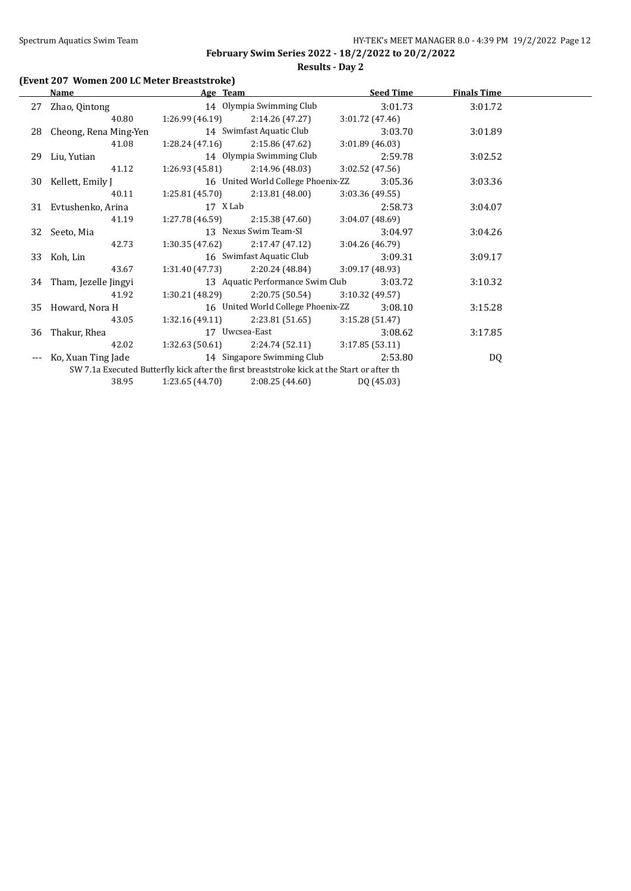**February Swim Series 2022 - 18/2/2022 to 20/2/2022**

**Results - Day 2**

### (Event 207 Women 200 LC Meter Breaststroke)

| | Name | Age | Team | Seed Time | Finals Time |
|---|---|---|---|---|---|
| 27 | Zhao, Qintong | 14 | Olympia Swimming Club | 3:01.73 | 3:01.72 |
| | 40.80 | 1:26.99 (46.19) | 2:14.26 (47.27) | 3:01.72 (47.46) | |
| 28 | Cheong, Rena Ming-Yen | 14 | Swimfast Aquatic Club | 3:03.70 | 3:01.89 |
| | 41.08 | 1:28.24 (47.16) | 2:15.86 (47.62) | 3:01.89 (46.03) | |
| 29 | Liu, Yutian | 14 | Olympia Swimming Club | 2:59.78 | 3:02.52 |
| | 41.12 | 1:26.93 (45.81) | 2:14.96 (48.03) | 3:02.52 (47.56) | |
| 30 | Kellett, Emily J | 16 | United World College Phoenix-ZZ | 3:05.36 | 3:03.36 |
| | 40.11 | 1:25.81 (45.70) | 2:13.81 (48.00) | 3:03.36 (49.55) | |
| 31 | Evtushenko, Arina | 17 | X Lab | 2:58.73 | 3:04.07 |
| | 41.19 | 1:27.78 (46.59) | 2:15.38 (47.60) | 3:04.07 (48.69) | |
| 32 | Seeto, Mia | 13 | Nexus Swim Team-SI | 3:04.97 | 3:04.26 |
| | 42.73 | 1:30.35 (47.62) | 2:17.47 (47.12) | 3:04.26 (46.79) | |
| 33 | Koh, Lin | 16 | Swimfast Aquatic Club | 3:09.31 | 3:09.17 |
| | 43.67 | 1:31.40 (47.73) | 2:20.24 (48.84) | 3:09.17 (48.93) | |
| 34 | Tham, Jezelle Jingyi | 13 | Aquatic Performance Swim Club | 3:03.72 | 3:10.32 |
| | 41.92 | 1:30.21 (48.29) | 2:20.75 (50.54) | 3:10.32 (49.57) | |
| 35 | Howard, Nora H | 16 | United World College Phoenix-ZZ | 3:08.10 | 3:15.28 |
| | 43.05 | 1:32.16 (49.11) | 2:23.81 (51.65) | 3:15.28 (51.47) | |
| 36 | Thakur, Rhea | 17 | Uwcsea-East | 3:08.62 | 3:17.85 |
| | 42.02 | 1:32.63 (50.61) | 2:24.74 (52.11) | 3:17.85 (53.11) | |
| --- | Ko, Xuan Ting Jade | 14 | Singapore Swimming Club | 2:53.80 | DQ |
| | SW 7.1a Executed Butterfly kick after the first breaststroke kick at the Start or after th | | | | |
| | 38.95 | 1:23.65 (44.70) | 2:08.25 (44.60) | DQ (45.03) | |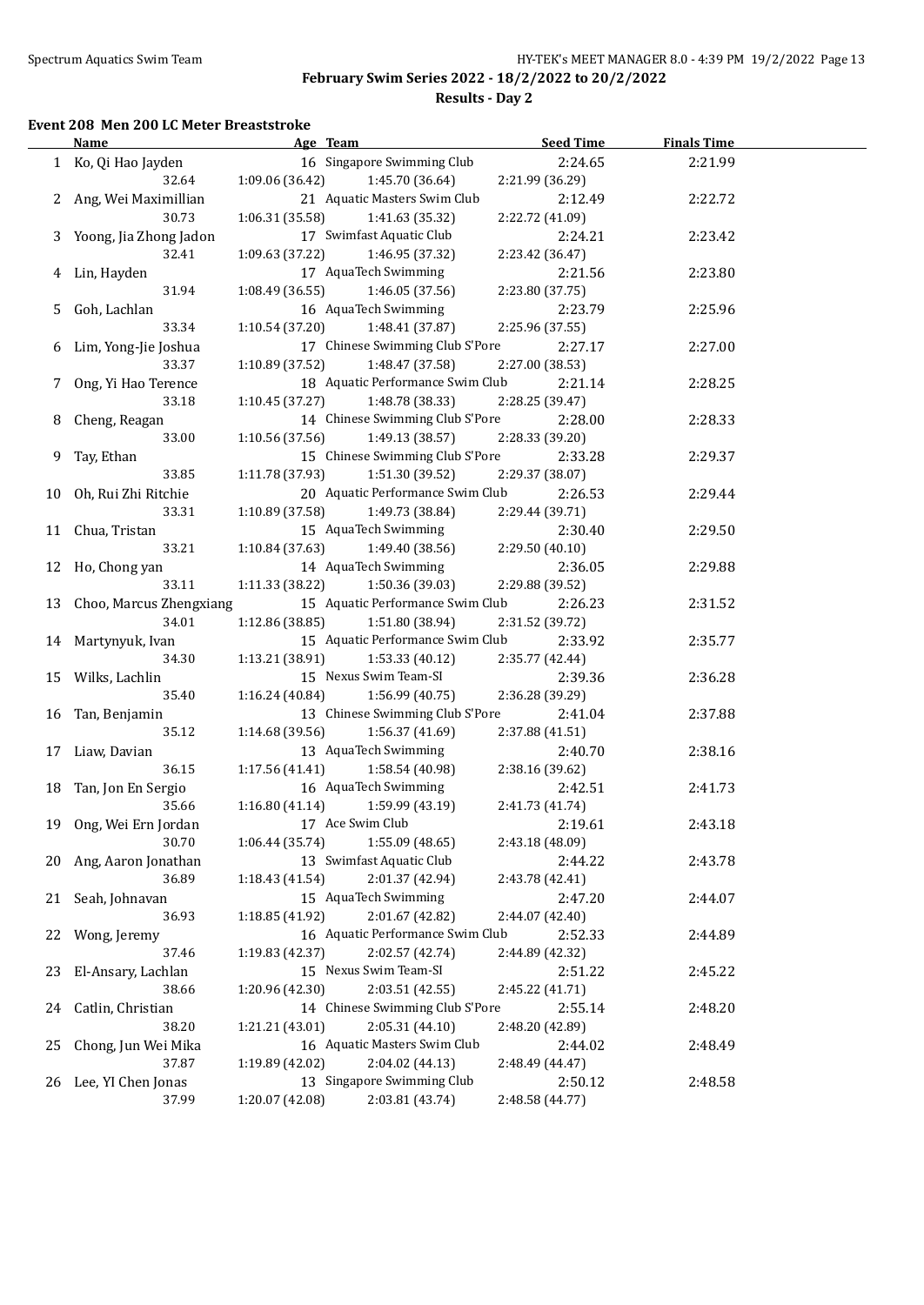**February Swim Series 2022 - 18/2/2022 to 20/2/2022**

**Results - Day 2**

### Event 208 Men 200 LC Meter Breaststroke

| | Name | Age | Team | Seed Time | Finals Time |
|---|---|---|---|---|---|
| 1 | Ko, Qi Hao Jayden | 16 | Singapore Swimming Club | 2:24.65 | 2:21.99 |
| | 32.64 | 1:09.06 (36.42) | 1:45.70 (36.64) | 2:21.99 (36.29) | |
| 2 | Ang, Wei Maximillian | 21 | Aquatic Masters Swim Club | 2:12.49 | 2:22.72 |
| | 30.73 | 1:06.31 (35.58) | 1:41.63 (35.32) | 2:22.72 (41.09) | |
| 3 | Yoong, Jia Zhong Jadon | 17 | Swimfast Aquatic Club | 2:24.21 | 2:23.42 |
| | 32.41 | 1:09.63 (37.22) | 1:46.95 (37.32) | 2:23.42 (36.47) | |
| 4 | Lin, Hayden | 17 | AquaTech Swimming | 2:21.56 | 2:23.80 |
| | 31.94 | 1:08.49 (36.55) | 1:46.05 (37.56) | 2:23.80 (37.75) | |
| 5 | Goh, Lachlan | 16 | AquaTech Swimming | 2:23.79 | 2:25.96 |
| | 33.34 | 1:10.54 (37.20) | 1:48.41 (37.87) | 2:25.96 (37.55) | |
| 6 | Lim, Yong-Jie Joshua | 17 | Chinese Swimming Club S'Pore | 2:27.17 | 2:27.00 |
| | 33.37 | 1:10.89 (37.52) | 1:48.47 (37.58) | 2:27.00 (38.53) | |
| 7 | Ong, Yi Hao Terence | 18 | Aquatic Performance Swim Club | 2:21.14 | 2:28.25 |
| | 33.18 | 1:10.45 (37.27) | 1:48.78 (38.33) | 2:28.25 (39.47) | |
| 8 | Cheng, Reagan | 14 | Chinese Swimming Club S'Pore | 2:28.00 | 2:28.33 |
| | 33.00 | 1:10.56 (37.56) | 1:49.13 (38.57) | 2:28.33 (39.20) | |
| 9 | Tay, Ethan | 15 | Chinese Swimming Club S'Pore | 2:33.28 | 2:29.37 |
| | 33.85 | 1:11.78 (37.93) | 1:51.30 (39.52) | 2:29.37 (38.07) | |
| 10 | Oh, Rui Zhi Ritchie | 20 | Aquatic Performance Swim Club | 2:26.53 | 2:29.44 |
| | 33.31 | 1:10.89 (37.58) | 1:49.73 (38.84) | 2:29.44 (39.71) | |
| 11 | Chua, Tristan | 15 | AquaTech Swimming | 2:30.40 | 2:29.50 |
| | 33.21 | 1:10.84 (37.63) | 1:49.40 (38.56) | 2:29.50 (40.10) | |
| 12 | Ho, Chong yan | 14 | AquaTech Swimming | 2:36.05 | 2:29.88 |
| | 33.11 | 1:11.33 (38.22) | 1:50.36 (39.03) | 2:29.88 (39.52) | |
| 13 | Choo, Marcus Zhengxiang | 15 | Aquatic Performance Swim Club | 2:26.23 | 2:31.52 |
| | 34.01 | 1:12.86 (38.85) | 1:51.80 (38.94) | 2:31.52 (39.72) | |
| 14 | Martynyuk, Ivan | 15 | Aquatic Performance Swim Club | 2:33.92 | 2:35.77 |
| | 34.30 | 1:13.21 (38.91) | 1:53.33 (40.12) | 2:35.77 (42.44) | |
| 15 | Wilks, Lachlin | 15 | Nexus Swim Team-SI | 2:39.36 | 2:36.28 |
| | 35.40 | 1:16.24 (40.84) | 1:56.99 (40.75) | 2:36.28 (39.29) | |
| 16 | Tan, Benjamin | 13 | Chinese Swimming Club S'Pore | 2:41.04 | 2:37.88 |
| | 35.12 | 1:14.68 (39.56) | 1:56.37 (41.69) | 2:37.88 (41.51) | |
| 17 | Liaw, Davian | 13 | AquaTech Swimming | 2:40.70 | 2:38.16 |
| | 36.15 | 1:17.56 (41.41) | 1:58.54 (40.98) | 2:38.16 (39.62) | |
| 18 | Tan, Jon En Sergio | 16 | AquaTech Swimming | 2:42.51 | 2:41.73 |
| | 35.66 | 1:16.80 (41.14) | 1:59.99 (43.19) | 2:41.73 (41.74) | |
| 19 | Ong, Wei Ern Jordan | 17 | Ace Swim Club | 2:19.61 | 2:43.18 |
| | 30.70 | 1:06.44 (35.74) | 1:55.09 (48.65) | 2:43.18 (48.09) | |
| 20 | Ang, Aaron Jonathan | 13 | Swimfast Aquatic Club | 2:44.22 | 2:43.78 |
| | 36.89 | 1:18.43 (41.54) | 2:01.37 (42.94) | 2:43.78 (42.41) | |
| 21 | Seah, Johnavan | 15 | AquaTech Swimming | 2:47.20 | 2:44.07 |
| | 36.93 | 1:18.85 (41.92) | 2:01.67 (42.82) | 2:44.07 (42.40) | |
| 22 | Wong, Jeremy | 16 | Aquatic Performance Swim Club | 2:52.33 | 2:44.89 |
| | 37.46 | 1:19.83 (42.37) | 2:02.57 (42.74) | 2:44.89 (42.32) | |
| 23 | El-Ansary, Lachlan | 15 | Nexus Swim Team-SI | 2:51.22 | 2:45.22 |
| | 38.66 | 1:20.96 (42.30) | 2:03.51 (42.55) | 2:45.22 (41.71) | |
| 24 | Catlin, Christian | 14 | Chinese Swimming Club S'Pore | 2:55.14 | 2:48.20 |
| | 38.20 | 1:21.21 (43.01) | 2:05.31 (44.10) | 2:48.20 (42.89) | |
| 25 | Chong, Jun Wei Mika | 16 | Aquatic Masters Swim Club | 2:44.02 | 2:48.49 |
| | 37.87 | 1:19.89 (42.02) | 2:04.02 (44.13) | 2:48.49 (44.47) | |
| 26 | Lee, YI Chen Jonas | 13 | Singapore Swimming Club | 2:50.12 | 2:48.58 |
| | 37.99 | 1:20.07 (42.08) | 2:03.81 (43.74) | 2:48.58 (44.77) | |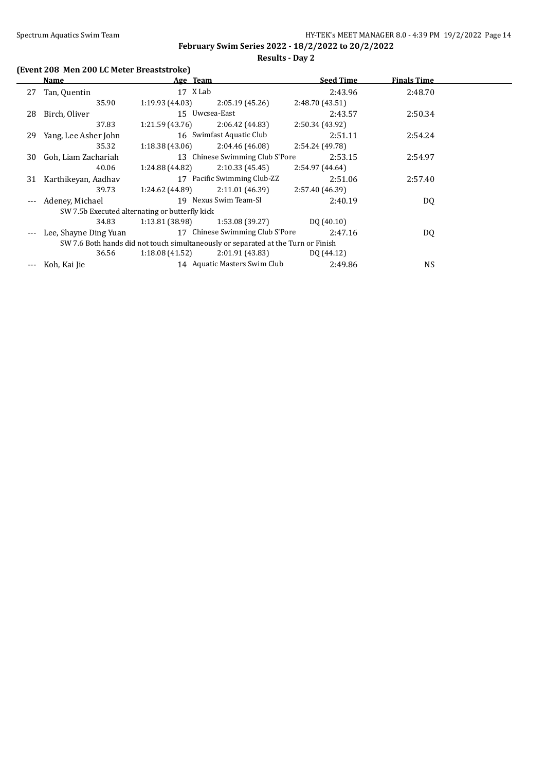## February Swim Series 2022 - 18/2/2022 to 20/2/2022

### Results - Day 2

#### (Event 208 Men 200 LC Meter Breaststroke)

| | Name | Age | Team | Seed Time | Finals Time |
|---|---|---|---|---|---|
| 27 | Tan, Quentin | 17 | X Lab | 2:43.96 | 2:48.70 |
| | 35.90 | 1:19.93 (44.03) | 2:05.19 (45.26) | 2:48.70 (43.51) | |
| 28 | Birch, Oliver | 15 | Uwcsea-East | 2:43.57 | 2:50.34 |
| | 37.83 | 1:21.59 (43.76) | 2:06.42 (44.83) | 2:50.34 (43.92) | |
| 29 | Yang, Lee Asher John | 16 | Swimfast Aquatic Club | 2:51.11 | 2:54.24 |
| | 35.32 | 1:18.38 (43.06) | 2:04.46 (46.08) | 2:54.24 (49.78) | |
| 30 | Goh, Liam Zachariah | 13 | Chinese Swimming Club S'Pore | 2:53.15 | 2:54.97 |
| | 40.06 | 1:24.88 (44.82) | 2:10.33 (45.45) | 2:54.97 (44.64) | |
| 31 | Karthikeyan, Aadhav | 17 | Pacific Swimming Club-ZZ | 2:51.06 | 2:57.40 |
| | 39.73 | 1:24.62 (44.89) | 2:11.01 (46.39) | 2:57.40 (46.39) | |
| --- | Adeney, Michael | 19 | Nexus Swim Team-SI | 2:40.19 | DQ |
| | SW 7.5b Executed alternating or butterfly kick | | | | |
| | 34.83 | 1:13.81 (38.98) | 1:53.08 (39.27) | DQ (40.10) | |
| --- | Lee, Shayne Ding Yuan | 17 | Chinese Swimming Club S'Pore | 2:47.16 | DQ |
| | SW 7.6 Both hands did not touch simultaneously or separated at the Turn or Finish | | | | |
| | 36.56 | 1:18.08 (41.52) | 2:01.91 (43.83) | DQ (44.12) | |
| --- | Koh, Kai Jie | 14 | Aquatic Masters Swim Club | 2:49.86 | NS |